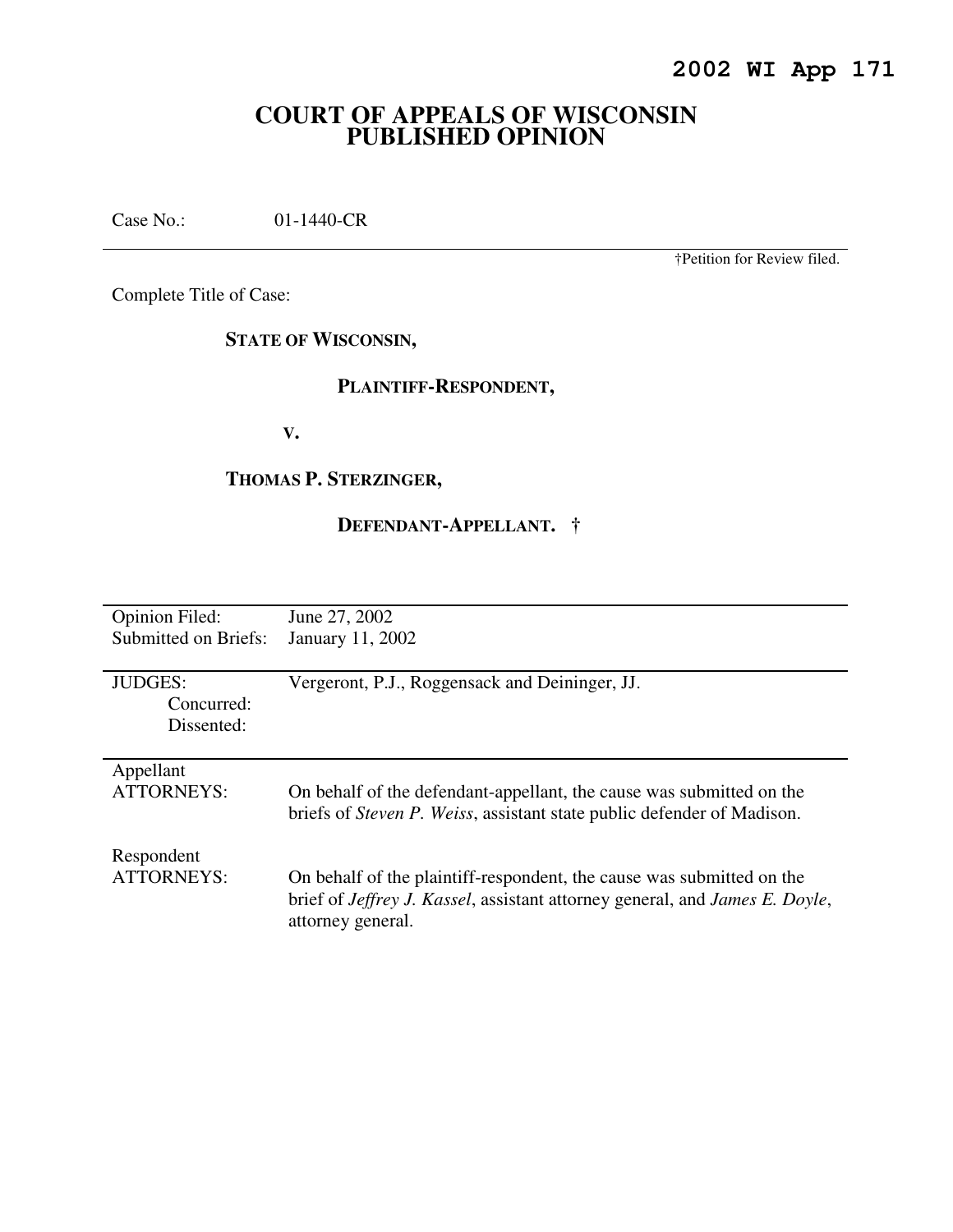**2002 WI App 171**

# COURT OF APPEALS OF WISCONSIN PUBLISHED OPINION

Case No.: 01-1440-CR

†Petition for Review filed.

Complete Title of Case:

**STATE OF WISCONSIN,**

**PLAINTIFF-RESPONDENT,**

**V.**

**THOMAS P. STERZINGER,**

**DEFENDANT-APPELLANT. †**

| | |
|---|---|
| Opinion Filed: | June 27, 2002 |
| Submitted on Briefs: | January 11, 2002 |
| JUDGES: | Vergeront, P.J., Roggensack and Deininger, JJ. |
| Concurred: | |
| Dissented: | |
| Appellant ATTORNEYS: | On behalf of the defendant-appellant, the cause was submitted on the briefs of *Steven P. Weiss*, assistant state public defender of Madison. |
| Respondent ATTORNEYS: | On behalf of the plaintiff-respondent, the cause was submitted on the brief of *Jeffrey J. Kassel*, assistant attorney general, and *James E. Doyle*, attorney general. |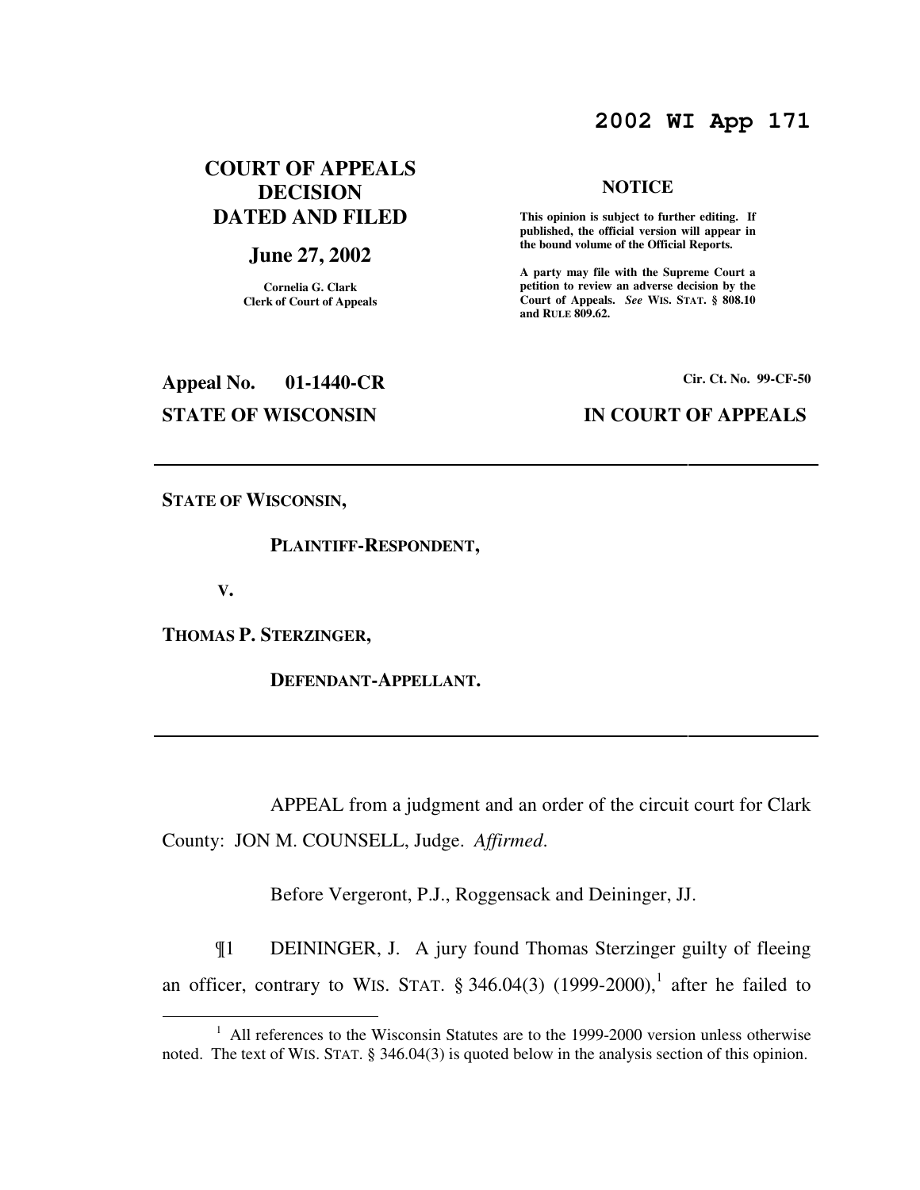**2002 WI App 171**

**COURT OF APPEALS DECISION DATED AND FILED**

**June 27, 2002**

**Cornelia G. Clark**
**Clerk of Court of Appeals**

**NOTICE**

**This opinion is subject to further editing. If published, the official version will appear in the bound volume of the Official Reports.**

**A party may file with the Supreme Court a petition to review an adverse decision by the Court of Appeals.** ***See*** **WIS. STAT. § 808.10 and RULE 809.62.**

**Appeal No. 01-1440-CR**

**Cir. Ct. No. 99-CF-50**

**STATE OF WISCONSIN**

**IN COURT OF APPEALS**

---

**STATE OF WISCONSIN,**

**PLAINTIFF-RESPONDENT,**

**V.**

**THOMAS P. STERZINGER,**

**DEFENDANT-APPELLANT.**

---

APPEAL from a judgment and an order of the circuit court for Clark County: JON M. COUNSELL, Judge. *Affirmed.*

Before Vergeront, P.J., Roggensack and Deininger, JJ.

¶1 DEININGER, J. A jury found Thomas Sterzinger guilty of fleeing an officer, contrary to WIS. STAT. § 346.04(3) (1999-2000),[1] after he failed to

[1] All references to the Wisconsin Statutes are to the 1999-2000 version unless otherwise noted. The text of WIS. STAT. § 346.04(3) is quoted below in the analysis section of this opinion.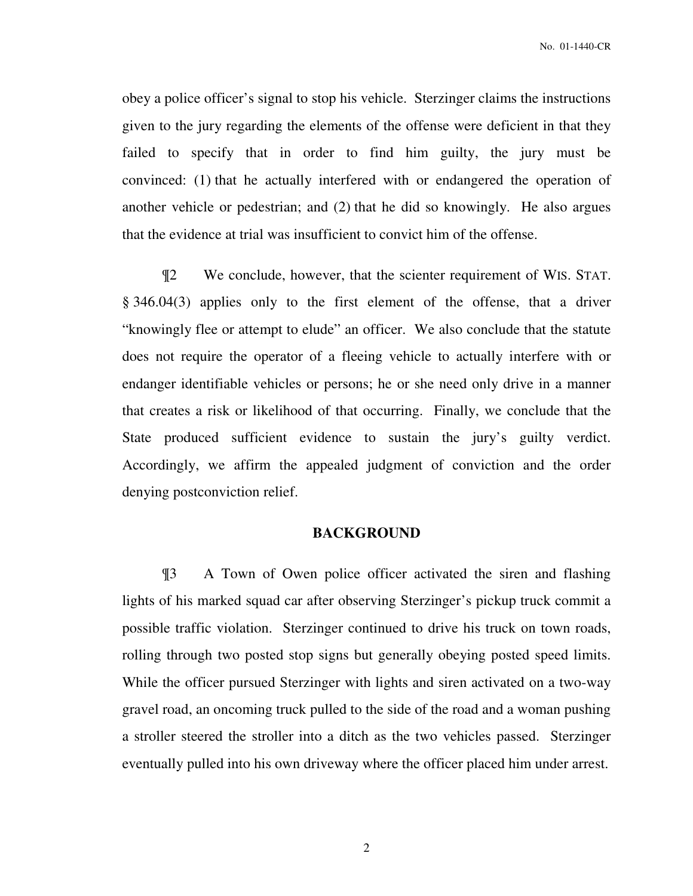obey a police officer's signal to stop his vehicle. Sterzinger claims the instructions given to the jury regarding the elements of the offense were deficient in that they failed to specify that in order to find him guilty, the jury must be convinced: (1) that he actually interfered with or endangered the operation of another vehicle or pedestrian; and (2) that he did so knowingly. He also argues that the evidence at trial was insufficient to convict him of the offense.

¶2 We conclude, however, that the scienter requirement of WIS. STAT. § 346.04(3) applies only to the first element of the offense, that a driver "knowingly flee or attempt to elude" an officer. We also conclude that the statute does not require the operator of a fleeing vehicle to actually interfere with or endanger identifiable vehicles or persons; he or she need only drive in a manner that creates a risk or likelihood of that occurring. Finally, we conclude that the State produced sufficient evidence to sustain the jury's guilty verdict. Accordingly, we affirm the appealed judgment of conviction and the order denying postconviction relief.

## BACKGROUND

¶3 A Town of Owen police officer activated the siren and flashing lights of his marked squad car after observing Sterzinger's pickup truck commit a possible traffic violation. Sterzinger continued to drive his truck on town roads, rolling through two posted stop signs but generally obeying posted speed limits. While the officer pursued Sterzinger with lights and siren activated on a two-way gravel road, an oncoming truck pulled to the side of the road and a woman pushing a stroller steered the stroller into a ditch as the two vehicles passed. Sterzinger eventually pulled into his own driveway where the officer placed him under arrest.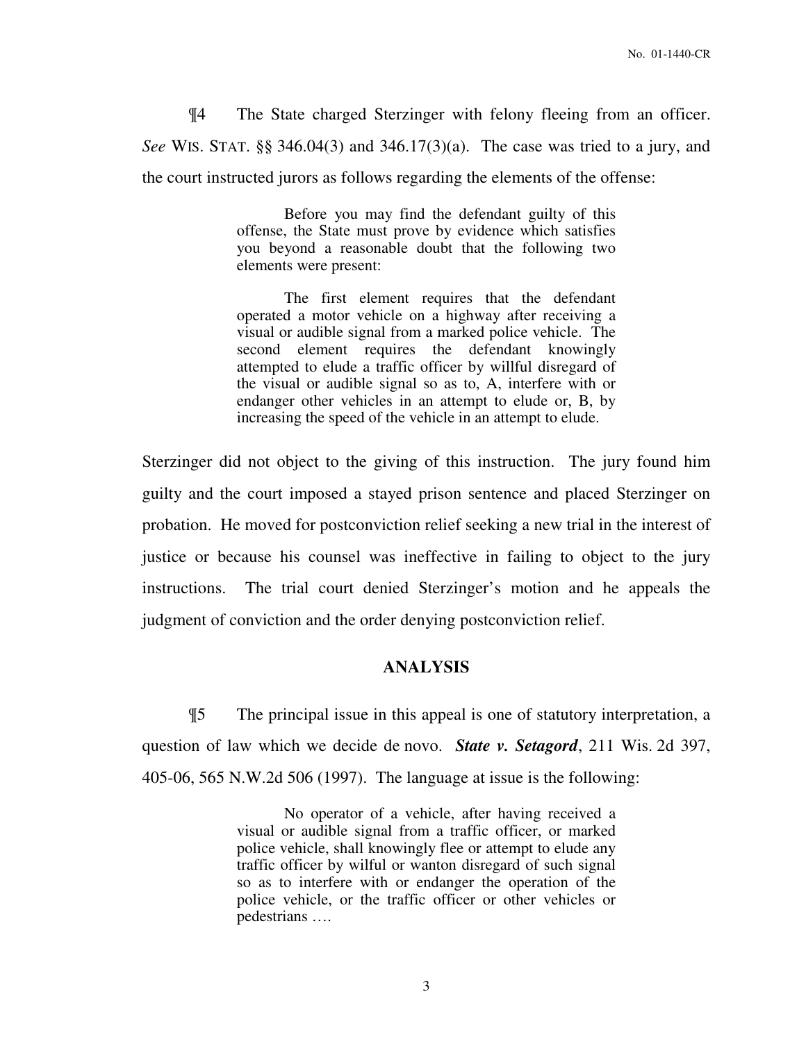¶4 The State charged Sterzinger with felony fleeing from an officer. *See* WIS. STAT. §§ 346.04(3) and 346.17(3)(a). The case was tried to a jury, and the court instructed jurors as follows regarding the elements of the offense:

> Before you may find the defendant guilty of this offense, the State must prove by evidence which satisfies you beyond a reasonable doubt that the following two elements were present:
>
> The first element requires that the defendant operated a motor vehicle on a highway after receiving a visual or audible signal from a marked police vehicle. The second element requires the defendant knowingly attempted to elude a traffic officer by willful disregard of the visual or audible signal so as to, A, interfere with or endanger other vehicles in an attempt to elude or, B, by increasing the speed of the vehicle in an attempt to elude.

Sterzinger did not object to the giving of this instruction. The jury found him guilty and the court imposed a stayed prison sentence and placed Sterzinger on probation. He moved for postconviction relief seeking a new trial in the interest of justice or because his counsel was ineffective in failing to object to the jury instructions. The trial court denied Sterzinger's motion and he appeals the judgment of conviction and the order denying postconviction relief.

## ANALYSIS

¶5 The principal issue in this appeal is one of statutory interpretation, a question of law which we decide de novo. ***State v. Setagord***, 211 Wis. 2d 397, 405-06, 565 N.W.2d 506 (1997). The language at issue is the following:

> No operator of a vehicle, after having received a visual or audible signal from a traffic officer, or marked police vehicle, shall knowingly flee or attempt to elude any traffic officer by wilful or wanton disregard of such signal so as to interfere with or endanger the operation of the police vehicle, or the traffic officer or other vehicles or pedestrians ….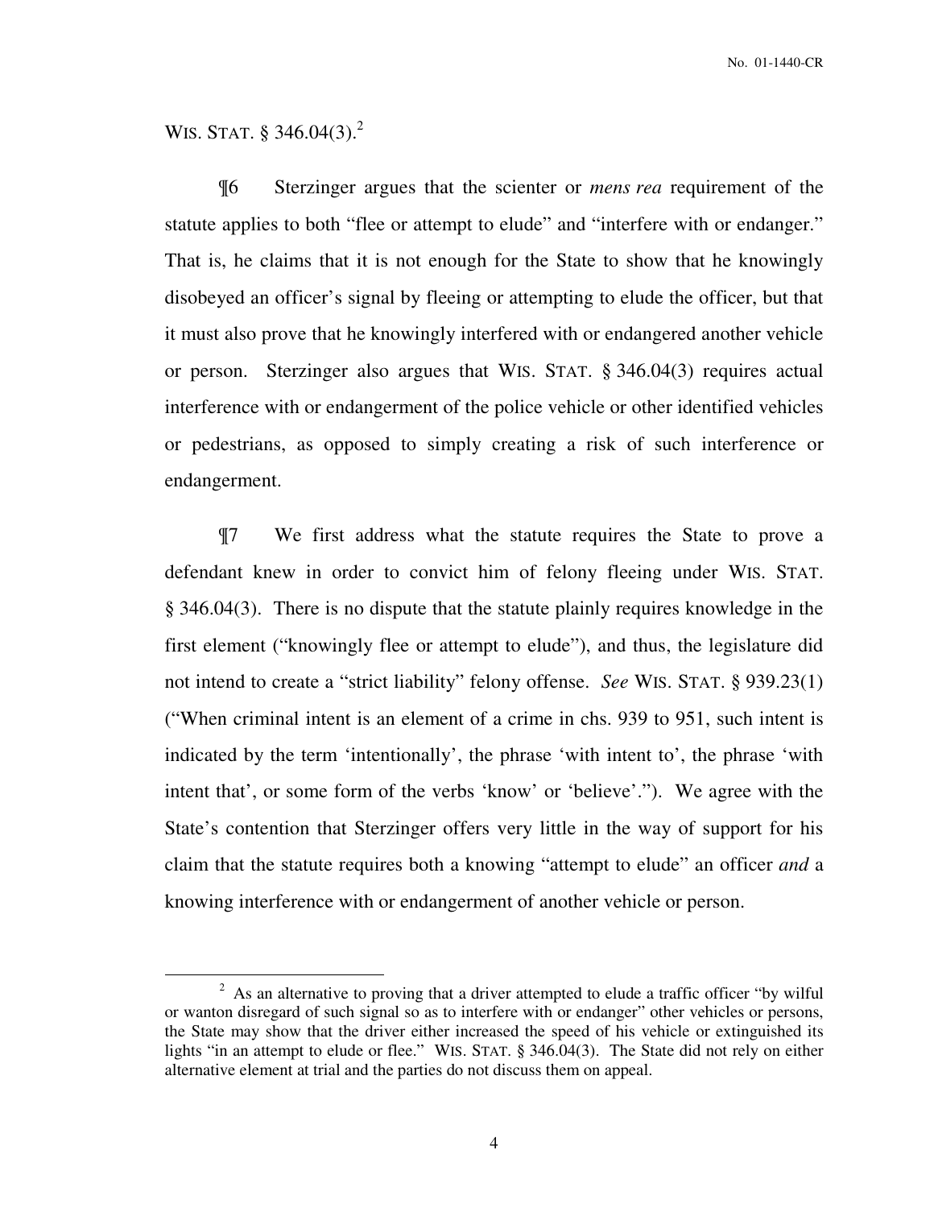WIS. STAT. § 346.04(3).[2]

¶6 Sterzinger argues that the scienter or *mens rea* requirement of the statute applies to both "flee or attempt to elude" and "interfere with or endanger." That is, he claims that it is not enough for the State to show that he knowingly disobeyed an officer's signal by fleeing or attempting to elude the officer, but that it must also prove that he knowingly interfered with or endangered another vehicle or person. Sterzinger also argues that WIS. STAT. § 346.04(3) requires actual interference with or endangerment of the police vehicle or other identified vehicles or pedestrians, as opposed to simply creating a risk of such interference or endangerment.

¶7 We first address what the statute requires the State to prove a defendant knew in order to convict him of felony fleeing under WIS. STAT. § 346.04(3). There is no dispute that the statute plainly requires knowledge in the first element ("knowingly flee or attempt to elude"), and thus, the legislature did not intend to create a "strict liability" felony offense. *See* WIS. STAT. § 939.23(1) ("When criminal intent is an element of a crime in chs. 939 to 951, such intent is indicated by the term 'intentionally', the phrase 'with intent to', the phrase 'with intent that', or some form of the verbs 'know' or 'believe'."). We agree with the State's contention that Sterzinger offers very little in the way of support for his claim that the statute requires both a knowing "attempt to elude" an officer *and* a knowing interference with or endangerment of another vehicle or person.

---

[2] As an alternative to proving that a driver attempted to elude a traffic officer "by wilful or wanton disregard of such signal so as to interfere with or endanger" other vehicles or persons, the State may show that the driver either increased the speed of his vehicle or extinguished its lights "in an attempt to elude or flee." WIS. STAT. § 346.04(3). The State did not rely on either alternative element at trial and the parties do not discuss them on appeal.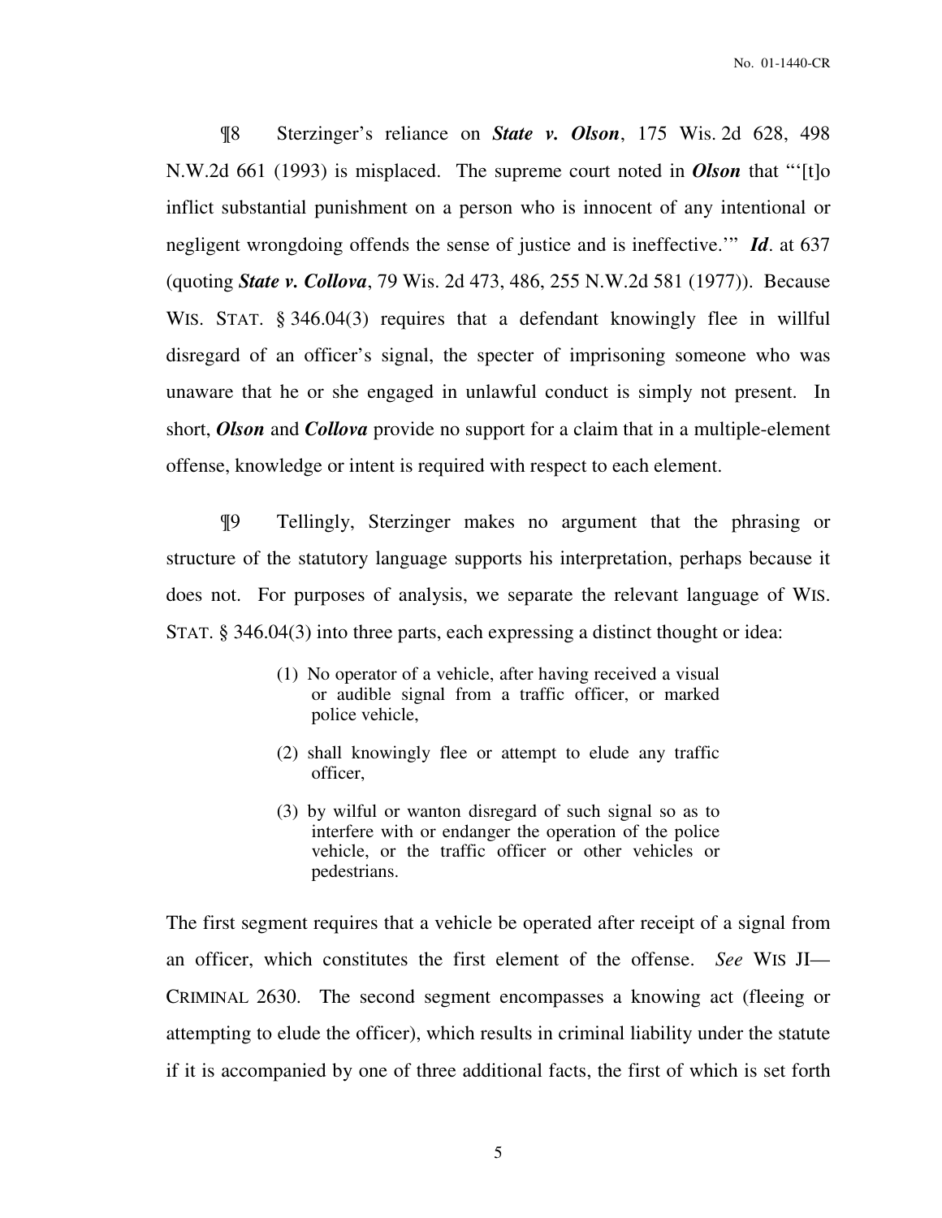¶8 Sterzinger's reliance on ***State v. Olson***, 175 Wis. 2d 628, 498 N.W.2d 661 (1993) is misplaced. The supreme court noted in ***Olson*** that "'[t]o inflict substantial punishment on a person who is innocent of any intentional or negligent wrongdoing offends the sense of justice and is ineffective.'" ***Id***. at 637 (quoting ***State v. Collova***, 79 Wis. 2d 473, 486, 255 N.W.2d 581 (1977)). Because WIS. STAT. § 346.04(3) requires that a defendant knowingly flee in willful disregard of an officer's signal, the specter of imprisoning someone who was unaware that he or she engaged in unlawful conduct is simply not present. In short, ***Olson*** and ***Collova*** provide no support for a claim that in a multiple-element offense, knowledge or intent is required with respect to each element.

¶9 Tellingly, Sterzinger makes no argument that the phrasing or structure of the statutory language supports his interpretation, perhaps because it does not. For purposes of analysis, we separate the relevant language of WIS. STAT. § 346.04(3) into three parts, each expressing a distinct thought or idea:

> (1) No operator of a vehicle, after having received a visual or audible signal from a traffic officer, or marked police vehicle,
>
> (2) shall knowingly flee or attempt to elude any traffic officer,
>
> (3) by wilful or wanton disregard of such signal so as to interfere with or endanger the operation of the police vehicle, or the traffic officer or other vehicles or pedestrians.

The first segment requires that a vehicle be operated after receipt of a signal from an officer, which constitutes the first element of the offense. *See* WIS JI—CRIMINAL 2630. The second segment encompasses a knowing act (fleeing or attempting to elude the officer), which results in criminal liability under the statute if it is accompanied by one of three additional facts, the first of which is set forth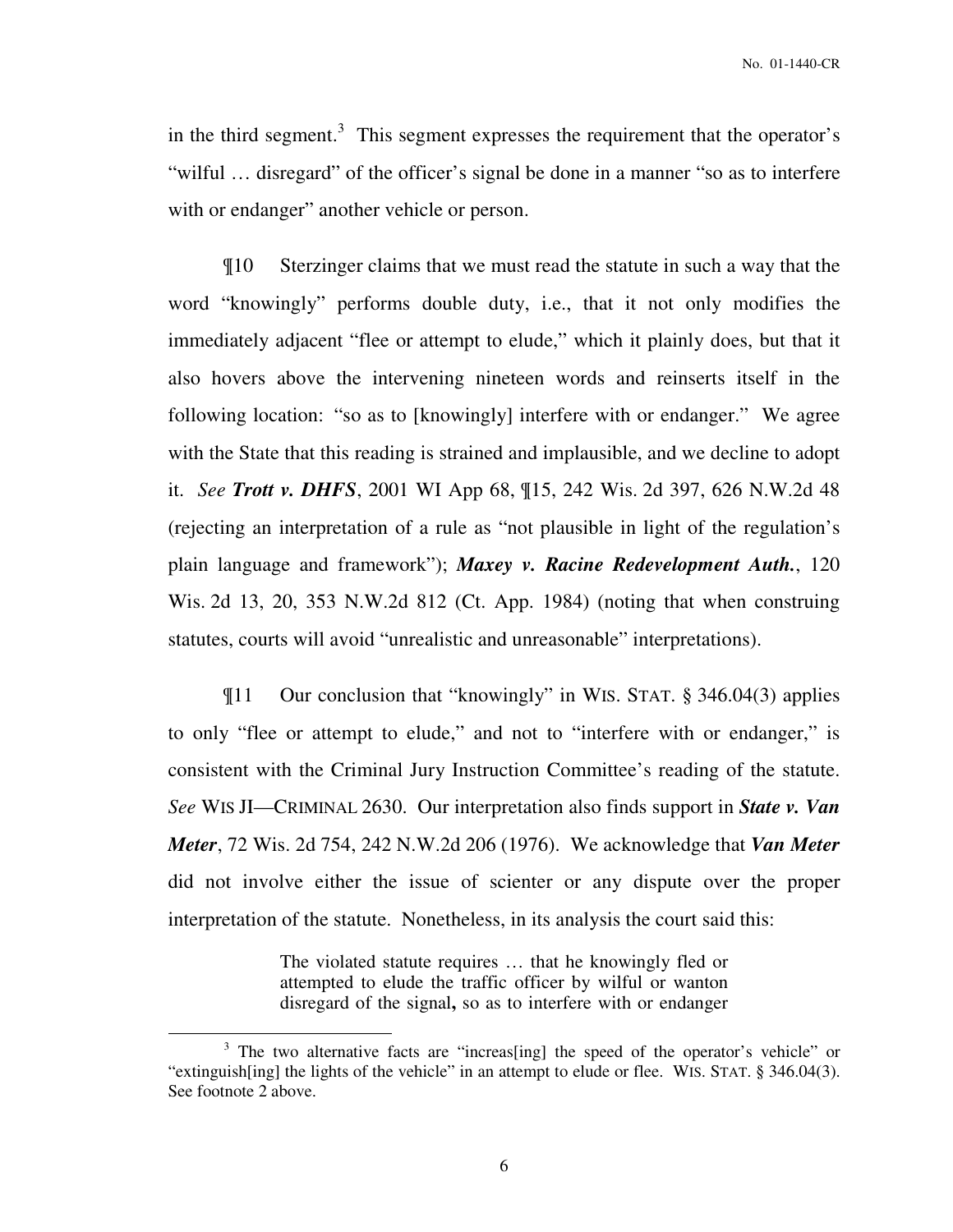in the third segment.[3] This segment expresses the requirement that the operator's "wilful … disregard" of the officer's signal be done in a manner "so as to interfere with or endanger" another vehicle or person.

¶10 Sterzinger claims that we must read the statute in such a way that the word "knowingly" performs double duty, i.e., that it not only modifies the immediately adjacent "flee or attempt to elude," which it plainly does, but that it also hovers above the intervening nineteen words and reinserts itself in the following location: "so as to [knowingly] interfere with or endanger." We agree with the State that this reading is strained and implausible, and we decline to adopt it. *See* ***Trott v. DHFS***, 2001 WI App 68, ¶15, 242 Wis. 2d 397, 626 N.W.2d 48 (rejecting an interpretation of a rule as "not plausible in light of the regulation's plain language and framework"); ***Maxey v. Racine Redevelopment Auth.***, 120 Wis. 2d 13, 20, 353 N.W.2d 812 (Ct. App. 1984) (noting that when construing statutes, courts will avoid "unrealistic and unreasonable" interpretations).

¶11 Our conclusion that "knowingly" in WIS. STAT. § 346.04(3) applies to only "flee or attempt to elude," and not to "interfere with or endanger," is consistent with the Criminal Jury Instruction Committee's reading of the statute. *See* WIS JI—CRIMINAL 2630. Our interpretation also finds support in ***State v. Van Meter***, 72 Wis. 2d 754, 242 N.W.2d 206 (1976). We acknowledge that ***Van Meter*** did not involve either the issue of scienter or any dispute over the proper interpretation of the statute. Nonetheless, in its analysis the court said this:

> The violated statute requires … that he knowingly fled or attempted to elude the traffic officer by wilful or wanton disregard of the signal**,** so as to interfere with or endanger

---

[3] The two alternative facts are "increas[ing] the speed of the operator's vehicle" or "extinguish[ing] the lights of the vehicle" in an attempt to elude or flee. WIS. STAT. § 346.04(3). See footnote 2 above.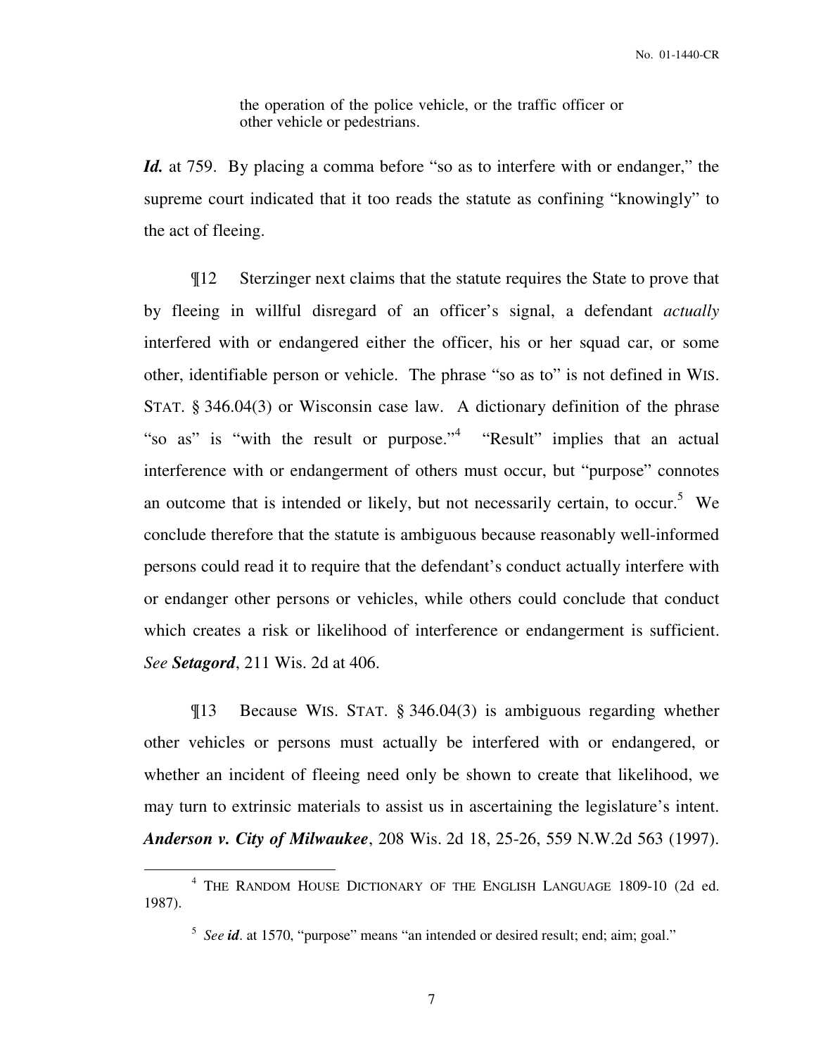> the operation of the police vehicle, or the traffic officer or other vehicle or pedestrians.

***Id.*** at 759. By placing a comma before "so as to interfere with or endanger," the supreme court indicated that it too reads the statute as confining "knowingly" to the act of fleeing.

¶12 Sterzinger next claims that the statute requires the State to prove that by fleeing in willful disregard of an officer's signal, a defendant *actually* interfered with or endangered either the officer, his or her squad car, or some other, identifiable person or vehicle. The phrase "so as to" is not defined in WIS. STAT. § 346.04(3) or Wisconsin case law. A dictionary definition of the phrase "so as" is "with the result or purpose."[4] "Result" implies that an actual interference with or endangerment of others must occur, but "purpose" connotes an outcome that is intended or likely, but not necessarily certain, to occur.[5] We conclude therefore that the statute is ambiguous because reasonably well-informed persons could read it to require that the defendant's conduct actually interfere with or endanger other persons or vehicles, while others could conclude that conduct which creates a risk or likelihood of interference or endangerment is sufficient. *See* ***Setagord***, 211 Wis. 2d at 406.

¶13 Because WIS. STAT. § 346.04(3) is ambiguous regarding whether other vehicles or persons must actually be interfered with or endangered, or whether an incident of fleeing need only be shown to create that likelihood, we may turn to extrinsic materials to assist us in ascertaining the legislature's intent. ***Anderson v. City of Milwaukee***, 208 Wis. 2d 18, 25-26, 559 N.W.2d 563 (1997).

---

[4] THE RANDOM HOUSE DICTIONARY OF THE ENGLISH LANGUAGE 1809-10 (2d ed. 1987).

[5] *See* ***id***. at 1570, "purpose" means "an intended or desired result; end; aim; goal."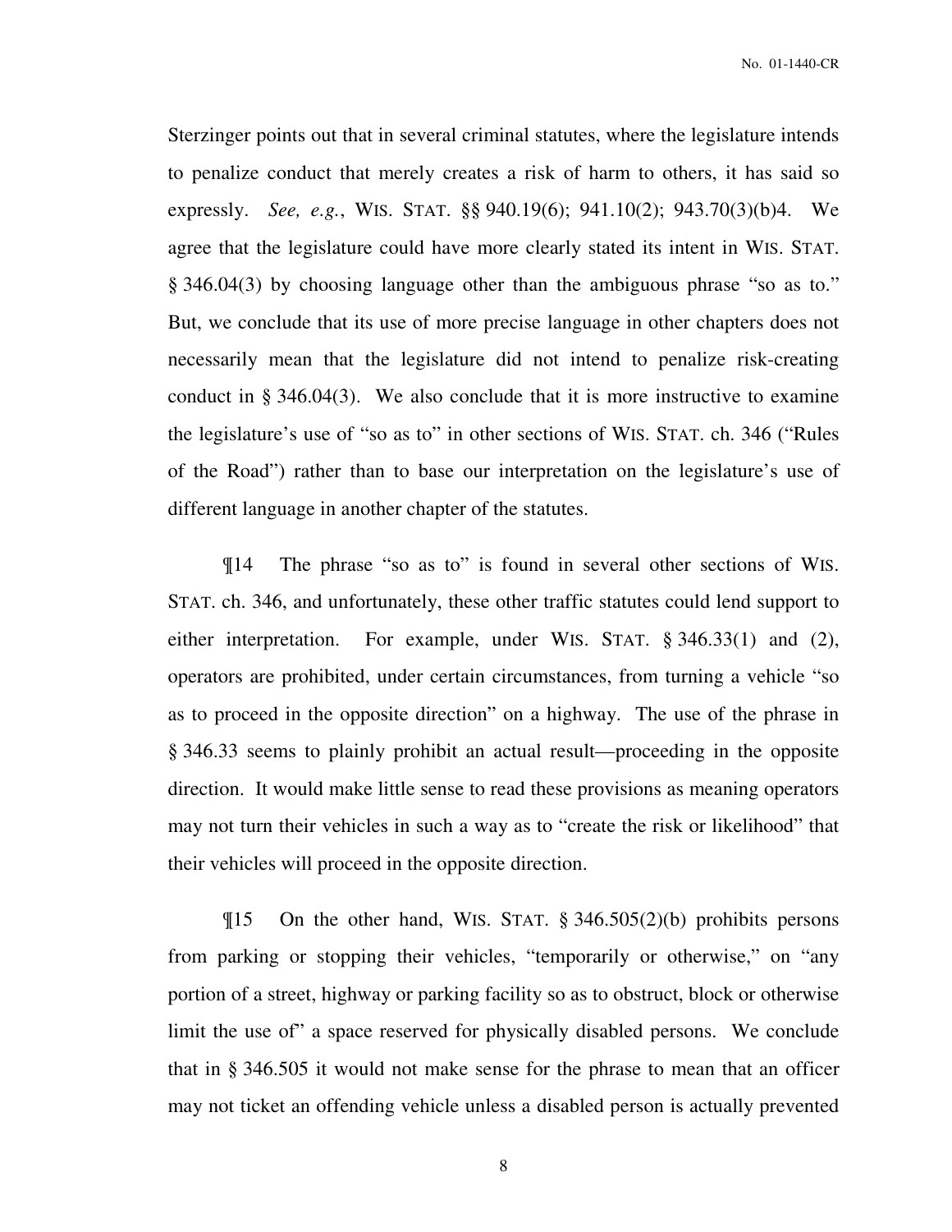Sterzinger points out that in several criminal statutes, where the legislature intends to penalize conduct that merely creates a risk of harm to others, it has said so expressly. *See, e.g.*, WIS. STAT. §§ 940.19(6); 941.10(2); 943.70(3)(b)4. We agree that the legislature could have more clearly stated its intent in WIS. STAT. § 346.04(3) by choosing language other than the ambiguous phrase "so as to." But, we conclude that its use of more precise language in other chapters does not necessarily mean that the legislature did not intend to penalize risk-creating conduct in § 346.04(3). We also conclude that it is more instructive to examine the legislature's use of "so as to" in other sections of WIS. STAT. ch. 346 ("Rules of the Road") rather than to base our interpretation on the legislature's use of different language in another chapter of the statutes.

¶14 The phrase "so as to" is found in several other sections of WIS. STAT. ch. 346, and unfortunately, these other traffic statutes could lend support to either interpretation. For example, under WIS. STAT. § 346.33(1) and (2), operators are prohibited, under certain circumstances, from turning a vehicle "so as to proceed in the opposite direction" on a highway. The use of the phrase in § 346.33 seems to plainly prohibit an actual result—proceeding in the opposite direction. It would make little sense to read these provisions as meaning operators may not turn their vehicles in such a way as to "create the risk or likelihood" that their vehicles will proceed in the opposite direction.

¶15 On the other hand, WIS. STAT. § 346.505(2)(b) prohibits persons from parking or stopping their vehicles, "temporarily or otherwise," on "any portion of a street, highway or parking facility so as to obstruct, block or otherwise limit the use of" a space reserved for physically disabled persons. We conclude that in § 346.505 it would not make sense for the phrase to mean that an officer may not ticket an offending vehicle unless a disabled person is actually prevented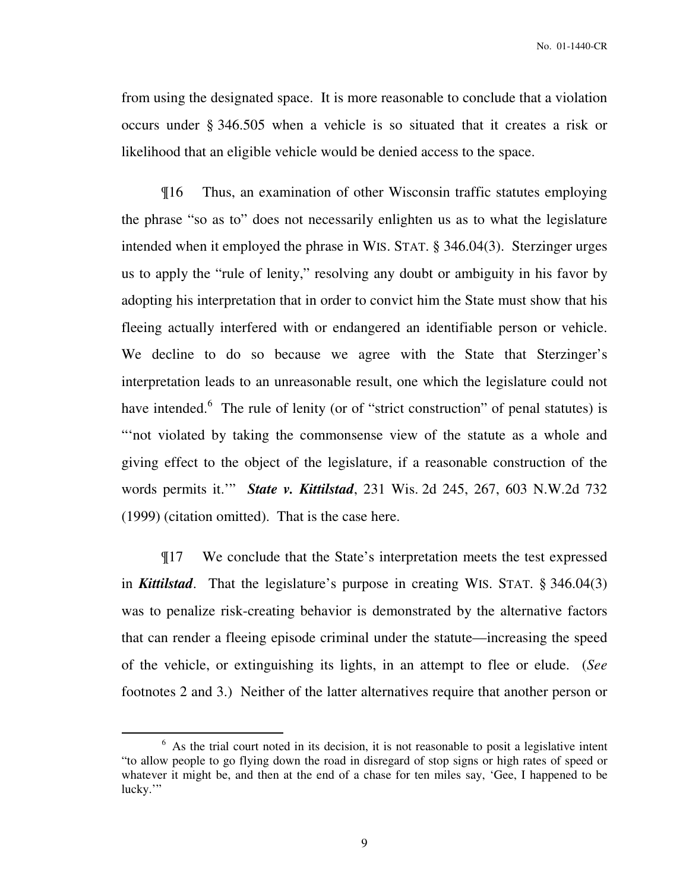from using the designated space. It is more reasonable to conclude that a violation occurs under § 346.505 when a vehicle is so situated that it creates a risk or likelihood that an eligible vehicle would be denied access to the space.

¶16 Thus, an examination of other Wisconsin traffic statutes employing the phrase "so as to" does not necessarily enlighten us as to what the legislature intended when it employed the phrase in WIS. STAT. § 346.04(3). Sterzinger urges us to apply the "rule of lenity," resolving any doubt or ambiguity in his favor by adopting his interpretation that in order to convict him the State must show that his fleeing actually interfered with or endangered an identifiable person or vehicle. We decline to do so because we agree with the State that Sterzinger's interpretation leads to an unreasonable result, one which the legislature could not have intended.[6] The rule of lenity (or of "strict construction" of penal statutes) is "'not violated by taking the commonsense view of the statute as a whole and giving effect to the object of the legislature, if a reasonable construction of the words permits it.'" ***State v. Kittilstad***, 231 Wis. 2d 245, 267, 603 N.W.2d 732 (1999) (citation omitted). That is the case here.

¶17 We conclude that the State's interpretation meets the test expressed in ***Kittilstad***. That the legislature's purpose in creating WIS. STAT. § 346.04(3) was to penalize risk-creating behavior is demonstrated by the alternative factors that can render a fleeing episode criminal under the statute—increasing the speed of the vehicle, or extinguishing its lights, in an attempt to flee or elude. (*See* footnotes 2 and 3.) Neither of the latter alternatives require that another person or

---

[6] As the trial court noted in its decision, it is not reasonable to posit a legislative intent "to allow people to go flying down the road in disregard of stop signs or high rates of speed or whatever it might be, and then at the end of a chase for ten miles say, 'Gee, I happened to be lucky.'"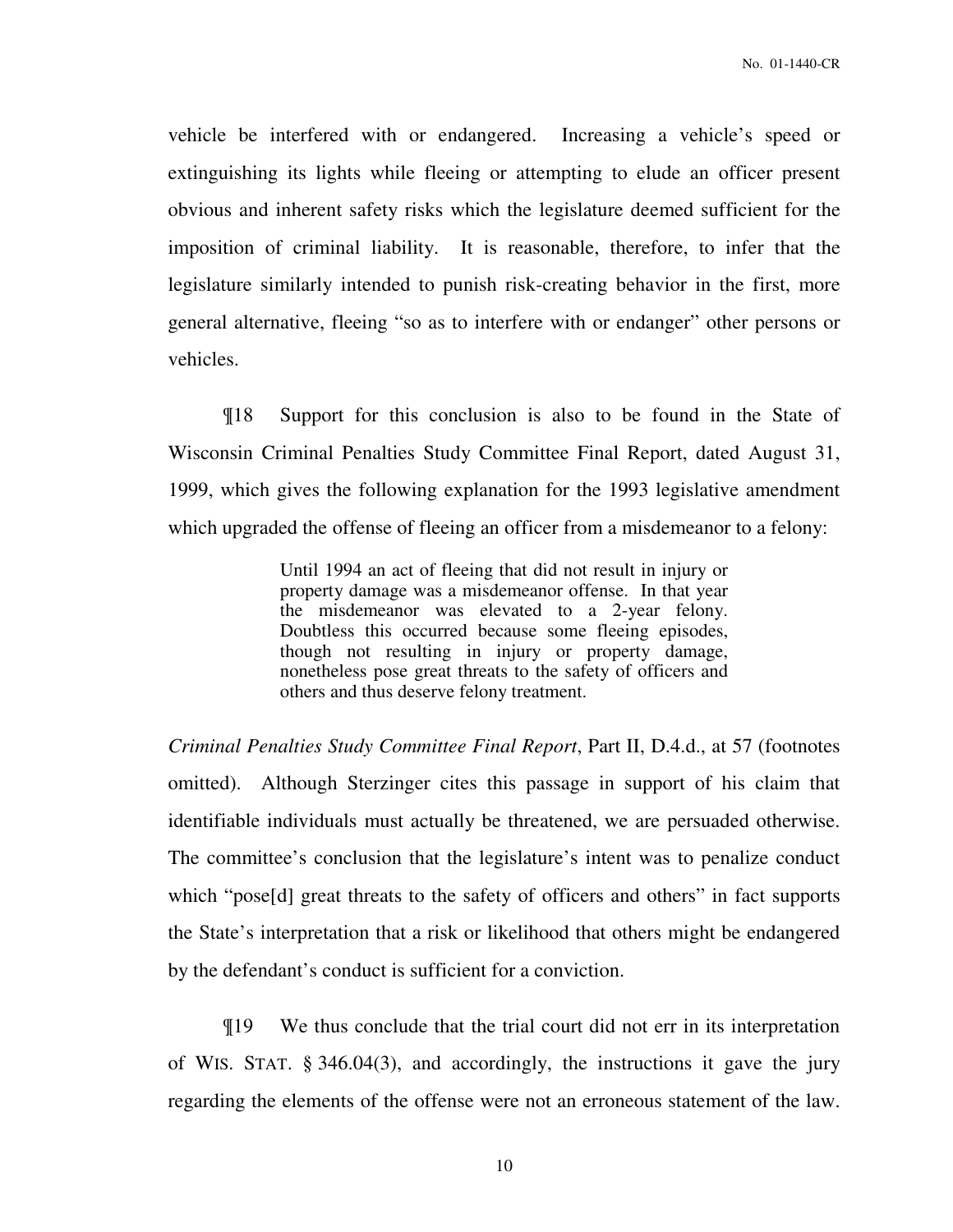vehicle be interfered with or endangered. Increasing a vehicle's speed or extinguishing its lights while fleeing or attempting to elude an officer present obvious and inherent safety risks which the legislature deemed sufficient for the imposition of criminal liability. It is reasonable, therefore, to infer that the legislature similarly intended to punish risk-creating behavior in the first, more general alternative, fleeing "so as to interfere with or endanger" other persons or vehicles.

¶18 Support for this conclusion is also to be found in the State of Wisconsin Criminal Penalties Study Committee Final Report, dated August 31, 1999, which gives the following explanation for the 1993 legislative amendment which upgraded the offense of fleeing an officer from a misdemeanor to a felony:

> Until 1994 an act of fleeing that did not result in injury or property damage was a misdemeanor offense. In that year the misdemeanor was elevated to a 2-year felony. Doubtless this occurred because some fleeing episodes, though not resulting in injury or property damage, nonetheless pose great threats to the safety of officers and others and thus deserve felony treatment.

*Criminal Penalties Study Committee Final Report*, Part II, D.4.d., at 57 (footnotes omitted). Although Sterzinger cites this passage in support of his claim that identifiable individuals must actually be threatened, we are persuaded otherwise. The committee's conclusion that the legislature's intent was to penalize conduct which "pose[d] great threats to the safety of officers and others" in fact supports the State's interpretation that a risk or likelihood that others might be endangered by the defendant's conduct is sufficient for a conviction.

¶19 We thus conclude that the trial court did not err in its interpretation of WIS. STAT. § 346.04(3), and accordingly, the instructions it gave the jury regarding the elements of the offense were not an erroneous statement of the law.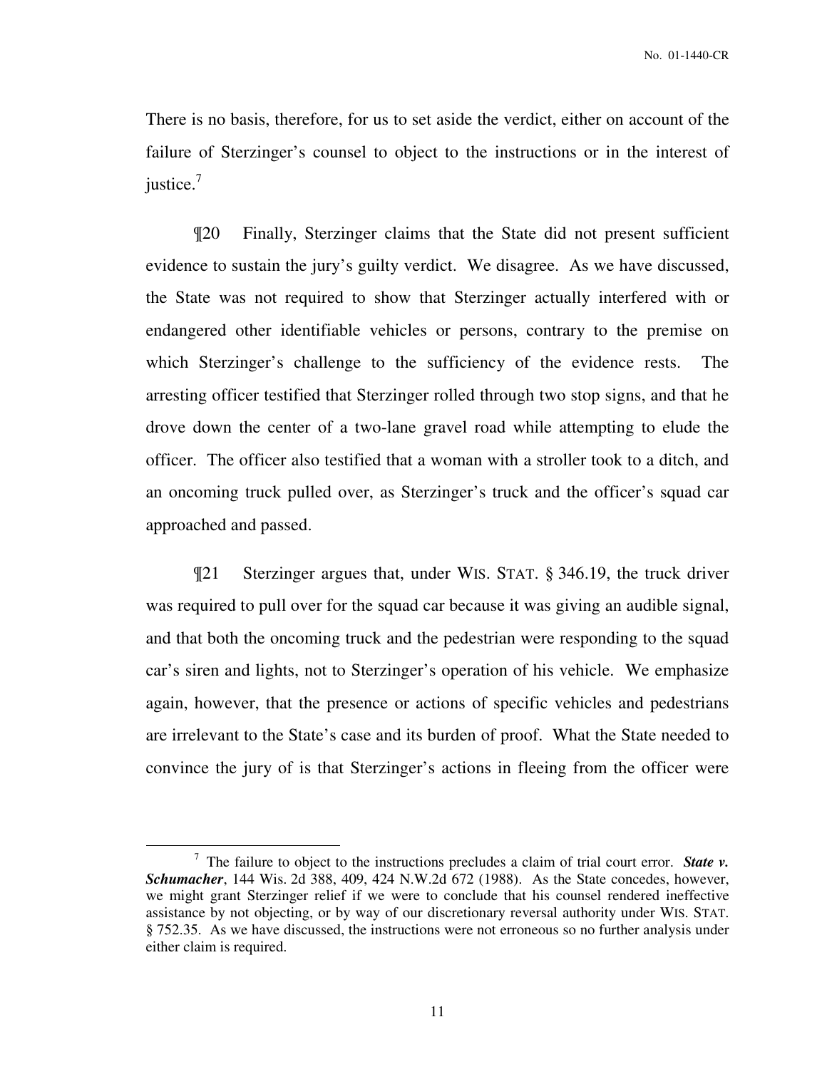There is no basis, therefore, for us to set aside the verdict, either on account of the failure of Sterzinger's counsel to object to the instructions or in the interest of justice.[7]

¶20 Finally, Sterzinger claims that the State did not present sufficient evidence to sustain the jury's guilty verdict. We disagree. As we have discussed, the State was not required to show that Sterzinger actually interfered with or endangered other identifiable vehicles or persons, contrary to the premise on which Sterzinger's challenge to the sufficiency of the evidence rests. The arresting officer testified that Sterzinger rolled through two stop signs, and that he drove down the center of a two-lane gravel road while attempting to elude the officer. The officer also testified that a woman with a stroller took to a ditch, and an oncoming truck pulled over, as Sterzinger's truck and the officer's squad car approached and passed.

¶21 Sterzinger argues that, under WIS. STAT. § 346.19, the truck driver was required to pull over for the squad car because it was giving an audible signal, and that both the oncoming truck and the pedestrian were responding to the squad car's siren and lights, not to Sterzinger's operation of his vehicle. We emphasize again, however, that the presence or actions of specific vehicles and pedestrians are irrelevant to the State's case and its burden of proof. What the State needed to convince the jury of is that Sterzinger's actions in fleeing from the officer were

---

[7] The failure to object to the instructions precludes a claim of trial court error. ***State v. Schumacher***, 144 Wis. 2d 388, 409, 424 N.W.2d 672 (1988). As the State concedes, however, we might grant Sterzinger relief if we were to conclude that his counsel rendered ineffective assistance by not objecting, or by way of our discretionary reversal authority under WIS. STAT. § 752.35. As we have discussed, the instructions were not erroneous so no further analysis under either claim is required.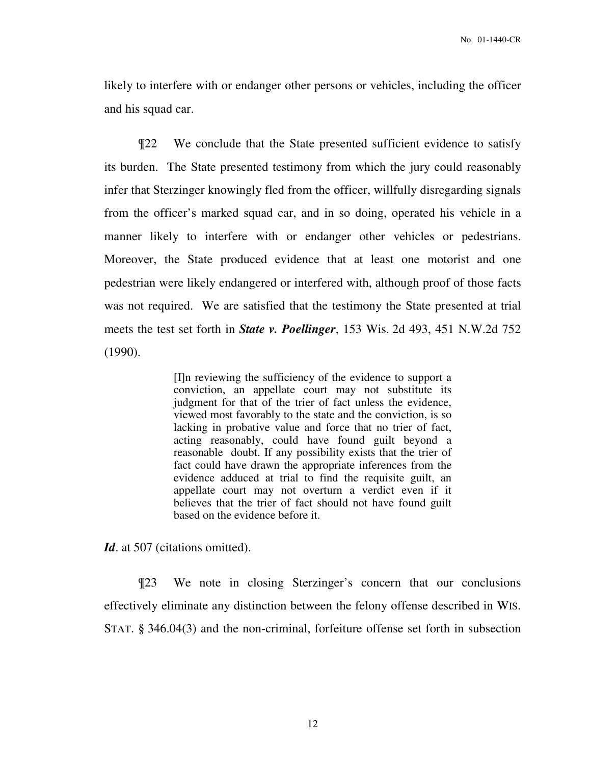likely to interfere with or endanger other persons or vehicles, including the officer and his squad car.

¶22 We conclude that the State presented sufficient evidence to satisfy its burden. The State presented testimony from which the jury could reasonably infer that Sterzinger knowingly fled from the officer, willfully disregarding signals from the officer's marked squad car, and in so doing, operated his vehicle in a manner likely to interfere with or endanger other vehicles or pedestrians. Moreover, the State produced evidence that at least one motorist and one pedestrian were likely endangered or interfered with, although proof of those facts was not required. We are satisfied that the testimony the State presented at trial meets the test set forth in ***State v. Poellinger***, 153 Wis. 2d 493, 451 N.W.2d 752 (1990).

> [I]n reviewing the sufficiency of the evidence to support a conviction, an appellate court may not substitute its judgment for that of the trier of fact unless the evidence, viewed most favorably to the state and the conviction, is so lacking in probative value and force that no trier of fact, acting reasonably, could have found guilt beyond a reasonable doubt. If any possibility exists that the trier of fact could have drawn the appropriate inferences from the evidence adduced at trial to find the requisite guilt, an appellate court may not overturn a verdict even if it believes that the trier of fact should not have found guilt based on the evidence before it.

***Id***. at 507 (citations omitted).

¶23 We note in closing Sterzinger's concern that our conclusions effectively eliminate any distinction between the felony offense described in WIS. STAT. § 346.04(3) and the non-criminal, forfeiture offense set forth in subsection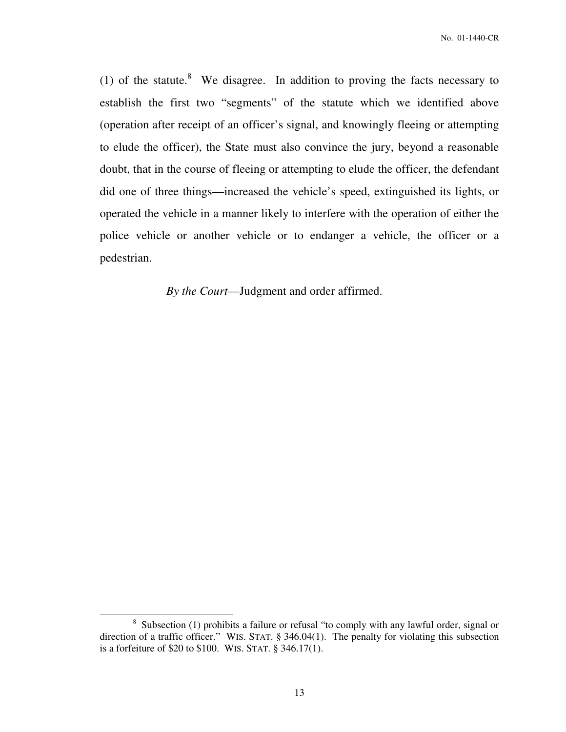(1) of the statute.[8] We disagree. In addition to proving the facts necessary to establish the first two "segments" of the statute which we identified above (operation after receipt of an officer's signal, and knowingly fleeing or attempting to elude the officer), the State must also convince the jury, beyond a reasonable doubt, that in the course of fleeing or attempting to elude the officer, the defendant did one of three things—increased the vehicle's speed, extinguished its lights, or operated the vehicle in a manner likely to interfere with the operation of either the police vehicle or another vehicle or to endanger a vehicle, the officer or a pedestrian.

*By the Court*—Judgment and order affirmed.

---

[8] Subsection (1) prohibits a failure or refusal "to comply with any lawful order, signal or direction of a traffic officer." WIS. STAT. § 346.04(1). The penalty for violating this subsection is a forfeiture of $20 to $100. WIS. STAT. § 346.17(1).